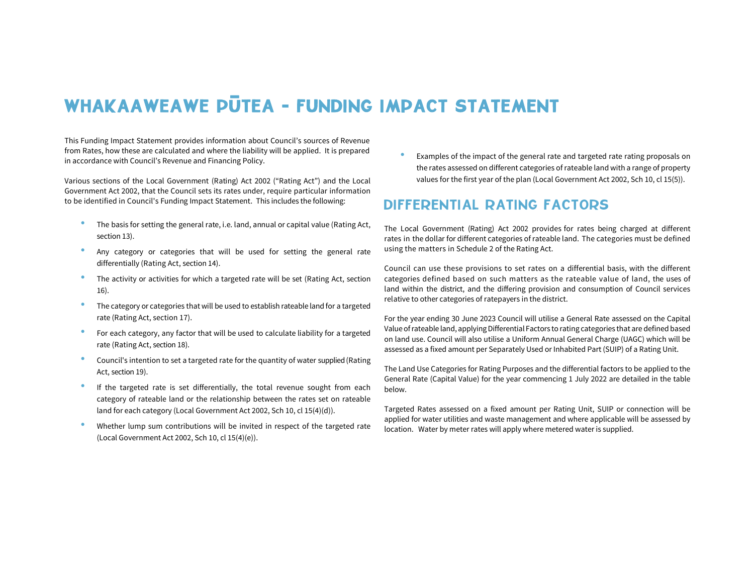# WHAKAAWEAWE PŪTEA - FUNDING IMPACT STATEMENT

This Funding Impact Statement provides information about Council's sources of Revenue from Rates, how these are calculated and where the liability will be applied. It is prepared in accordance with Council's Revenue and Financing Policy.

Various sections of the Local Government (Rating) Act 2002 ("Rating Act") and the Local Government Act 2002, that the Council sets its rates under, require particular information to be identified in Council's Funding Impact Statement. This includes the following:

- The basis for setting the general rate, i.e. land, annual or capital value (Rating Act, section 13).
- Any category or categories that will be used for setting the general rate differentially (Rating Act, section 14).
- The activity or activities for which a targeted rate will be set (Rating Act, section 16).
- The category or categories that will be used to establish rateable land for a targeted rate (Rating Act, section 17).
- For each category, any factor that will be used to calculate liability for a targeted rate (Rating Act, section 18).
- Council's intention to set a targeted rate for the quantity of water supplied (Rating Act, section 19).
- If the targeted rate is set differentially, the total revenue sought from each category of rateable land or the relationship between the rates set on rateable land for each category (Local Government Act 2002, Sch 10, cl 15(4)(d)).
- Whether lump sum contributions will be invited in respect of the targeted rate (Local Government Act 2002, Sch 10, cl 15(4)(e)).
- Examples of the impact of the general rate and targeted rate rating proposals on the rates assessed on different categories of rateable land with a range of property values for the first year of the plan (Local Government Act 2002, Sch 10, cl 15(5)).

## DIFFERENTIAL RATING FACTORS

The Local Government (Rating) Act 2002 provides for rates being charged at different rates in the dollar for different categories of rateable land. The categories must be defined using the matters in Schedule 2 of the Rating Act.

Council can use these provisions to set rates on a differential basis, with the different categories defined based on such matters as the rateable value of land, the uses of land within the district, and the differing provision and consumption of Council services relative to other categories of ratepayers in the district.

For the year ending 30 June 2023 Council will utilise a General Rate assessed on the Capital Value of rateable land, applying Differential Factors to rating categories that are defined based on land use. Council will also utilise a Uniform Annual General Charge (UAGC) which will be assessed as a fixed amount per Separately Used or Inhabited Part (SUIP) of a Rating Unit.

The Land Use Categories for Rating Purposes and the differential factors to be applied to the General Rate (Capital Value) for the year commencing 1 July 2022 are detailed in the table below.

Targeted Rates assessed on a fixed amount per Rating Unit, SUIP or connection will be applied for water utilities and waste management and where applicable will be assessed by location. Water by meter rates will apply where metered water is supplied.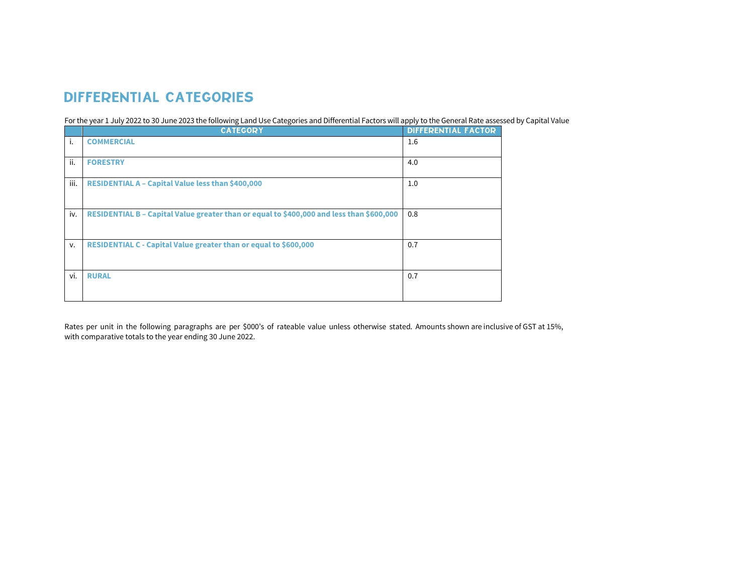# DIFFERENTIAL CATEGORIES

For the year 1 July 2022 to 30 June 2023 the following Land Use Categories and Differential Factors will apply to the General Rate assessed by Capital Value

| | CATEGORY | DIFFERENTIAL FACTOR |
|---|---|---|
| i. | **COMMERCIAL** | 1.6 |
| ii. | **FORESTRY** | 4.0 |
| iii. | **RESIDENTIAL A – Capital Value less than $400,000** | 1.0 |
| iv. | **RESIDENTIAL B – Capital Value greater than or equal to $400,000 and less than $600,000** | 0.8 |
| v. | **RESIDENTIAL C - Capital Value greater than or equal to $600,000** | 0.7 |
| vi. | **RURAL** | 0.7 |

Rates per unit in the following paragraphs are per $000's of rateable value unless otherwise stated. Amounts shown are inclusive of GST at 15%, with comparative totals to the year ending 30 June 2022.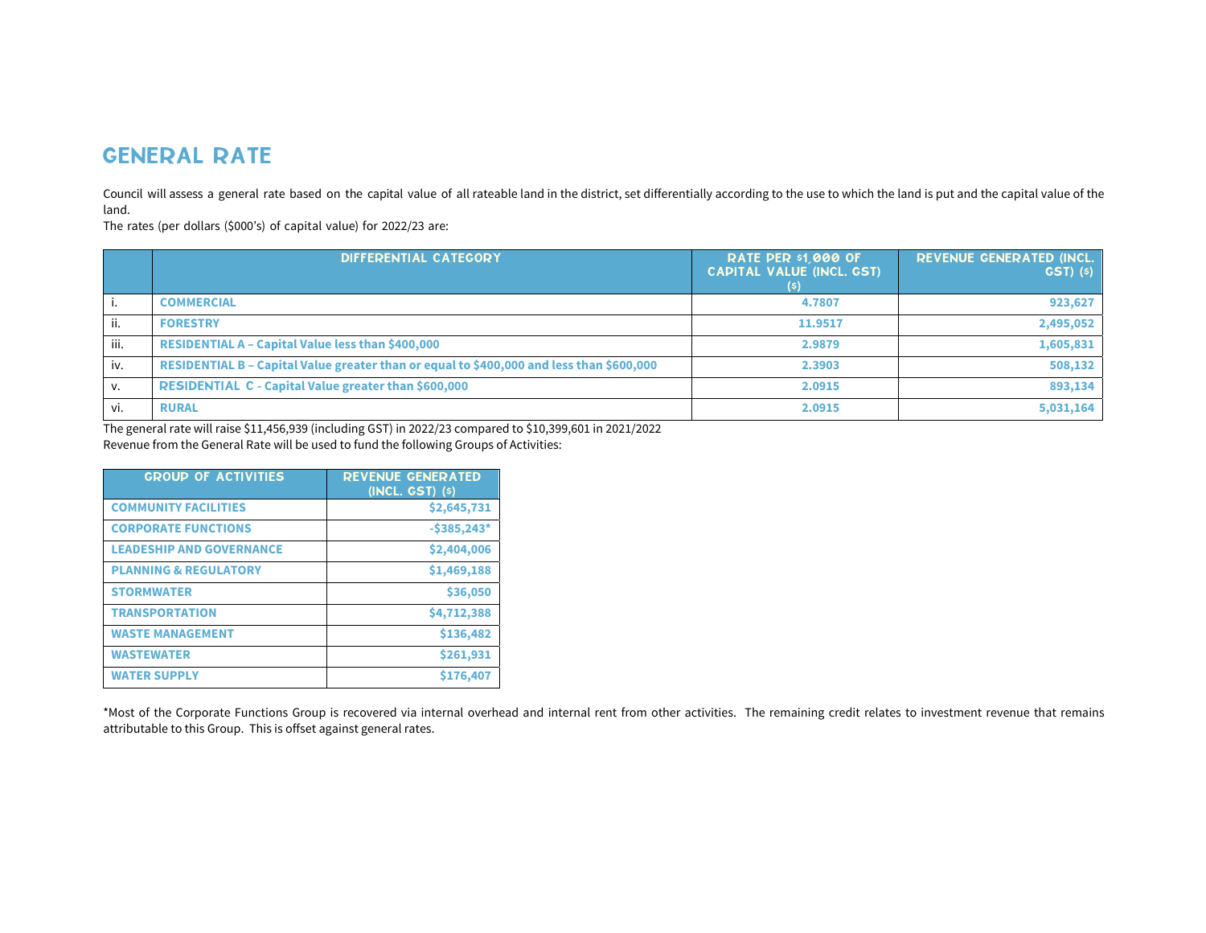# GENERAL RATE

Council will assess a general rate based on the capital value of all rateable land in the district, set differentially according to the use to which the land is put and the capital value of the land.

The rates (per dollars ($000's) of capital value) for 2022/23 are:

| | DIFFERENTIAL CATEGORY | RATE PER $1,000 OF CAPITAL VALUE (INCL. GST) ($) | REVENUE GENERATED (INCL. GST) ($) |
|---|---|---|---|
| i. | **COMMERCIAL** | **4.7807** | **923,627** |
| ii. | **FORESTRY** | **11.9517** | **2,495,052** |
| iii. | **RESIDENTIAL A – Capital Value less than $400,000** | **2.9879** | **1,605,831** |
| iv. | **RESIDENTIAL B – Capital Value greater than or equal to $400,000 and less than $600,000** | **2.3903** | **508,132** |
| v. | **RESIDENTIAL C - Capital Value greater than $600,000** | **2.0915** | **893,134** |
| vi. | **RURAL** | **2.0915** | **5,031,164** |

The general rate will raise $11,456,939 (including GST) in 2022/23 compared to $10,399,601 in 2021/2022

Revenue from the General Rate will be used to fund the following Groups of Activities:

| GROUP OF ACTIVITIES | REVENUE GENERATED (INCL. GST) ($) |
|---|---|
| **COMMUNITY FACILITIES** | **$2,645,731** |
| **CORPORATE FUNCTIONS** | **-$385,243*** |
| **LEADESHIP AND GOVERNANCE** | **$2,404,006** |
| **PLANNING & REGULATORY** | **$1,469,188** |
| **STORMWATER** | **$36,050** |
| **TRANSPORTATION** | **$4,712,388** |
| **WASTE MANAGEMENT** | **$136,482** |
| **WASTEWATER** | **$261,931** |
| **WATER SUPPLY** | **$176,407** |

*Most of the Corporate Functions Group is recovered via internal overhead and internal rent from other activities. The remaining credit relates to investment revenue that remains attributable to this Group. This is offset against general rates.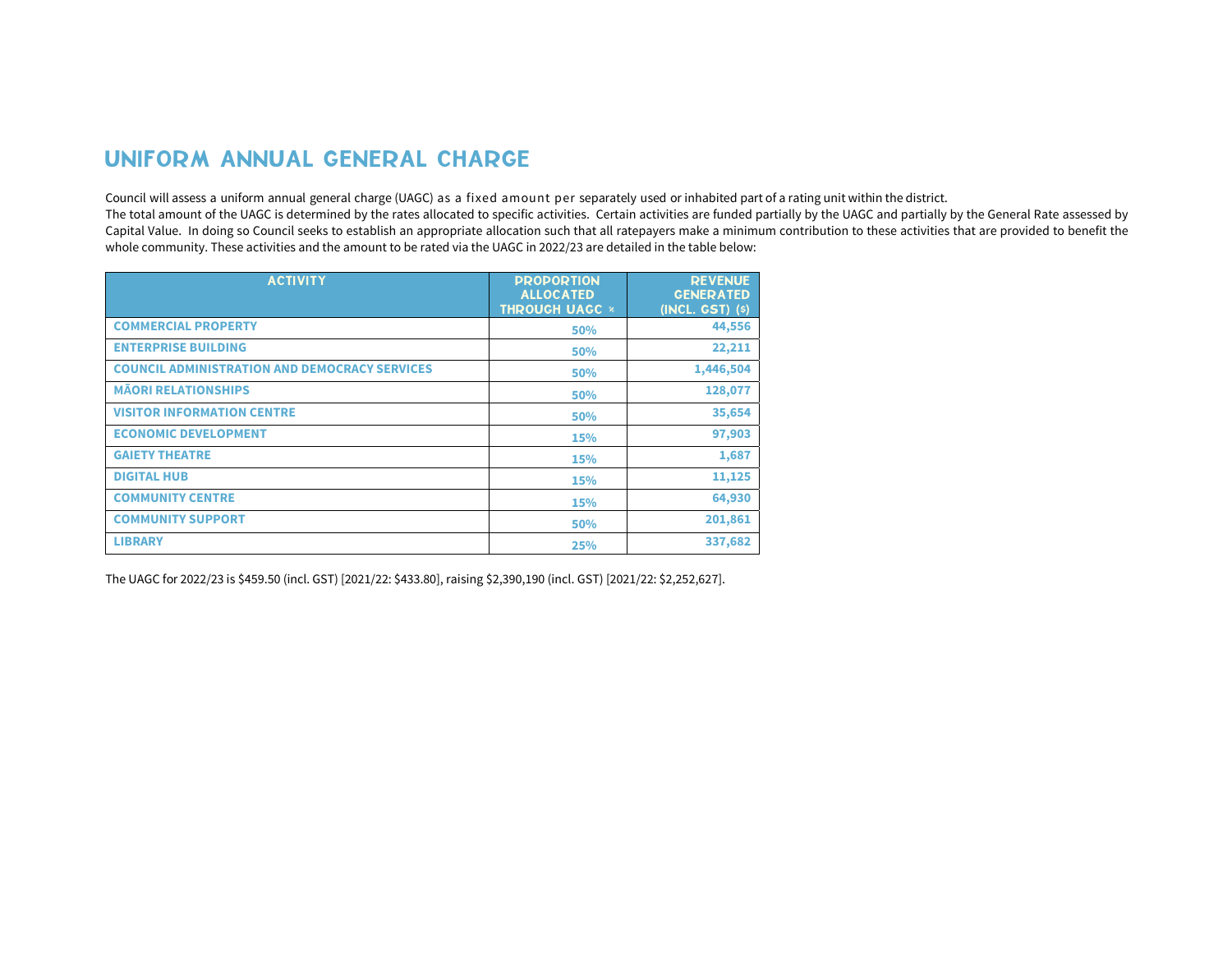## UNIFORM ANNUAL GENERAL CHARGE

Council will assess a uniform annual general charge (UAGC) as a fixed amount per separately used or inhabited part of a rating unit within the district.
The total amount of the UAGC is determined by the rates allocated to specific activities. Certain activities are funded partially by the UAGC and partially by the General Rate assessed by Capital Value. In doing so Council seeks to establish an appropriate allocation such that all ratepayers make a minimum contribution to these activities that are provided to benefit the whole community. These activities and the amount to be rated via the UAGC in 2022/23 are detailed in the table below:

| ACTIVITY | PROPORTION ALLOCATED THROUGH UAGC % | REVENUE GENERATED (INCL. GST) ($) |
|---|---|---|
| COMMERCIAL PROPERTY | 50% | 44,556 |
| ENTERPRISE BUILDING | 50% | 22,211 |
| COUNCIL ADMINISTRATION AND DEMOCRACY SERVICES | 50% | 1,446,504 |
| MĀORI RELATIONSHIPS | 50% | 128,077 |
| VISITOR INFORMATION CENTRE | 50% | 35,654 |
| ECONOMIC DEVELOPMENT | 15% | 97,903 |
| GAIETY THEATRE | 15% | 1,687 |
| DIGITAL HUB | 15% | 11,125 |
| COMMUNITY CENTRE | 15% | 64,930 |
| COMMUNITY SUPPORT | 50% | 201,861 |
| LIBRARY | 25% | 337,682 |

The UAGC for 2022/23 is $459.50 (incl. GST) [2021/22: $433.80], raising $2,390,190 (incl. GST) [2021/22: $2,252,627].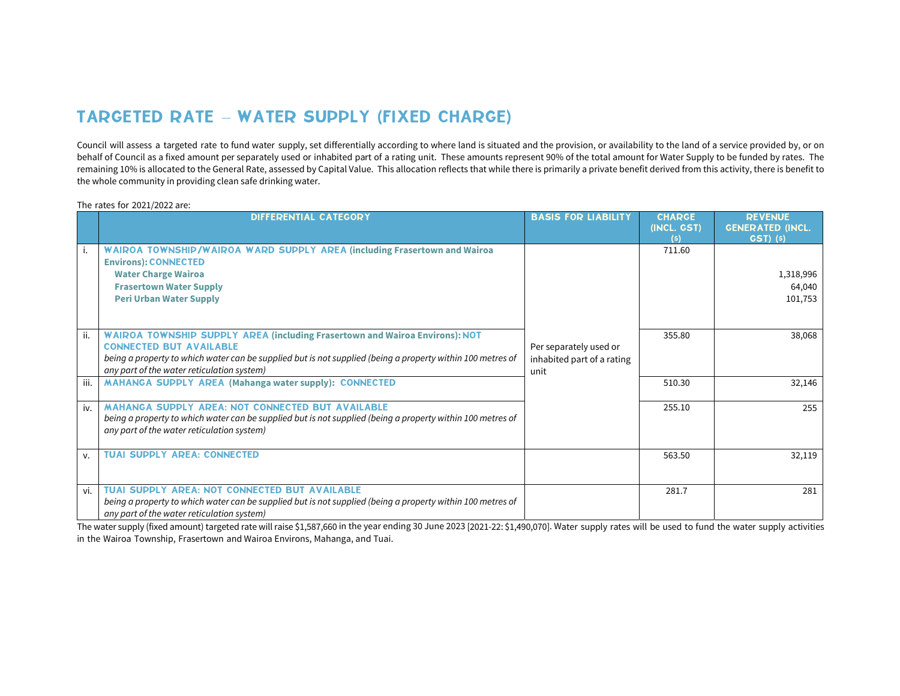# TARGETED RATE – WATER SUPPLY (FIXED CHARGE)

Council will assess a targeted rate to fund water supply, set differentially according to where land is situated and the provision, or availability to the land of a service provided by, or on behalf of Council as a fixed amount per separately used or inhabited part of a rating unit. These amounts represent 90% of the total amount for Water Supply to be funded by rates. The remaining 10% is allocated to the General Rate, assessed by Capital Value. This allocation reflects that while there is primarily a private benefit derived from this activity, there is benefit to the whole community in providing clean safe drinking water.

The rates for 2021/2022 are:

| | DIFFERENTIAL CATEGORY | BASIS FOR LIABILITY | CHARGE (INCL. GST) ($) | REVENUE GENERATED (INCL. GST) ($) |
|---|---|---|---|---|
| i. | **WAIROA TOWNSHIP/WAIROA WARD SUPPLY AREA (including Frasertown and Wairoa Environs): CONNECTED**<br>**Water Charge Wairoa**<br>**Frasertown Water Supply**<br>**Peri Urban Water Supply** | Per separately used or inhabited part of a rating unit | 711.60 | <br>1,318,996<br>64,040<br>101,753 |
| ii. | **WAIROA TOWNSHIP SUPPLY AREA (including Frasertown and Wairoa Environs): NOT CONNECTED BUT AVAILABLE**<br>*being a property to which water can be supplied but is not supplied (being a property within 100 metres of any part of the water reticulation system)* | | 355.80 | 38,068 |
| iii. | **MAHANGA SUPPLY AREA (Mahanga water supply): CONNECTED** | | 510.30 | 32,146 |
| iv. | **MAHANGA SUPPLY AREA: NOT CONNECTED BUT AVAILABLE**<br>*being a property to which water can be supplied but is not supplied (being a property within 100 metres of any part of the water reticulation system)* | | 255.10 | 255 |
| v. | **TUAI SUPPLY AREA: CONNECTED** | | 563.50 | 32,119 |
| vi. | **TUAI SUPPLY AREA: NOT CONNECTED BUT AVAILABLE**<br>*being a property to which water can be supplied but is not supplied (being a property within 100 metres of any part of the water reticulation system)* | | 281.7 | 281 |

The water supply (fixed amount) targeted rate will raise $1,587,660 in the year ending 30 June 2023 [2021-22: $1,490,070]. Water supply rates will be used to fund the water supply activities in the Wairoa Township, Frasertown and Wairoa Environs, Mahanga, and Tuai.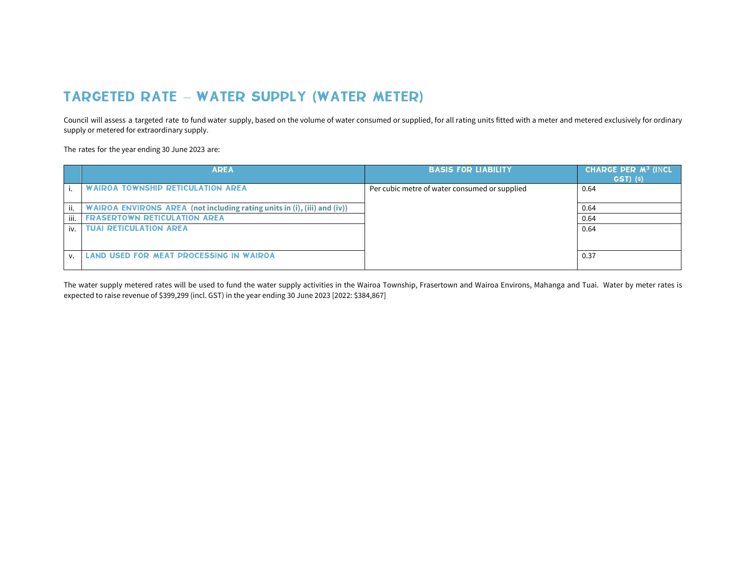# TARGETED RATE – WATER SUPPLY (WATER METER)

Council will assess a targeted rate to fund water supply, based on the volume of water consumed or supplied, for all rating units fitted with a meter and metered exclusively for ordinary supply or metered for extraordinary supply.

The rates for the year ending 30 June 2023 are:

| | AREA | BASIS FOR LIABILITY | CHARGE PER M³ (INCL GST) ($) |
|---|---|---|---|
| i. | WAIROA TOWNSHIP RETICULATION AREA | Per cubic metre of water consumed or supplied | 0.64 |
| ii. | WAIROA ENVIRONS AREA **(not including rating units in (i), (iii) and (iv))** | | 0.64 |
| iii. | FRASERTOWN RETICULATION AREA | | 0.64 |
| iv. | TUAI RETICULATION AREA | | 0.64 |
| v. | LAND USED FOR MEAT PROCESSING IN WAIROA | | 0.37 |

The water supply metered rates will be used to fund the water supply activities in the Wairoa Township, Frasertown and Wairoa Environs, Mahanga and Tuai. Water by meter rates is expected to raise revenue of $399,299 (incl. GST) in the year ending 30 June 2023 [2022: $384,867]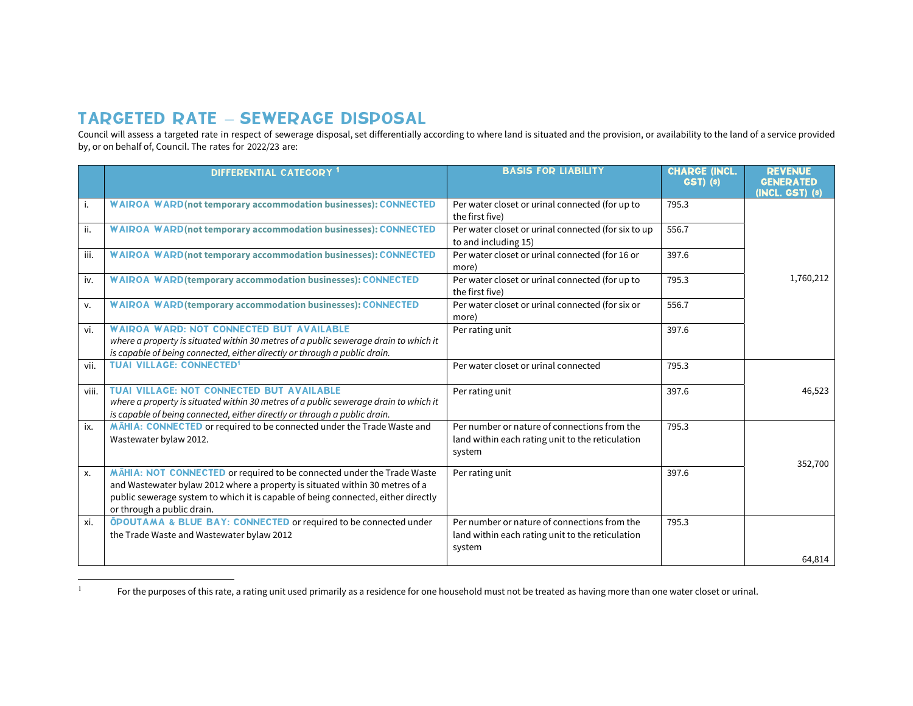## TARGETED RATE – SEWERAGE DISPOSAL

Council will assess a targeted rate in respect of sewerage disposal, set differentially according to where land is situated and the provision, or availability to the land of a service provided by, or on behalf of, Council. The rates for 2022/23 are:

| | DIFFERENTIAL CATEGORY [1] | BASIS FOR LIABILITY | CHARGE (INCL. GST) ($) | REVENUE GENERATED (INCL. GST) ($) |
|---|---|---|---|---|
| i. | **WAIROA WARD (not temporary accommodation businesses): CONNECTED** | Per water closet or urinal connected (for up to the first five) | 795.3 | 1,760,212 |
| ii. | **WAIROA WARD (not temporary accommodation businesses): CONNECTED** | Per water closet or urinal connected (for six to up to and including 15) | 556.7 | |
| iii. | **WAIROA WARD (not temporary accommodation businesses): CONNECTED** | Per water closet or urinal connected (for 16 or more) | 397.6 | |
| iv. | **WAIROA WARD (temporary accommodation businesses): CONNECTED** | Per water closet or urinal connected (for up to the first five) | 795.3 | |
| v. | **WAIROA WARD (temporary accommodation businesses): CONNECTED** | Per water closet or urinal connected (for six or more) | 556.7 | |
| vi. | **WAIROA WARD: NOT CONNECTED BUT AVAILABLE** *where a property is situated within 30 metres of a public sewerage drain to which it is capable of being connected, either directly or through a public drain.* | Per rating unit | 397.6 | |
| vii. | **TUAI VILLAGE: CONNECTED**[1] | Per water closet or urinal connected | 795.3 | 46,523 |
| viii. | **TUAI VILLAGE: NOT CONNECTED BUT AVAILABLE** *where a property is situated within 30 metres of a public sewerage drain to which it is capable of being connected, either directly or through a public drain.* | Per rating unit | 397.6 | |
| ix. | **MĀHIA: CONNECTED** or required to be connected under the Trade Waste and Wastewater bylaw 2012. | Per number or nature of connections from the land within each rating unit to the reticulation system | 795.3 | 352,700 |
| x. | **MĀHIA: NOT CONNECTED** or required to be connected under the Trade Waste and Wastewater bylaw 2012 where a property is situated within 30 metres of a public sewerage system to which it is capable of being connected, either directly or through a public drain. | Per rating unit | 397.6 | |
| xi. | **ŌPOUTAMA & BLUE BAY: CONNECTED** or required to be connected under the Trade Waste and Wastewater bylaw 2012 | Per number or nature of connections from the land within each rating unit to the reticulation system | 795.3 | 64,814 |

[1] For the purposes of this rate, a rating unit used primarily as a residence for one household must not be treated as having more than one water closet or urinal.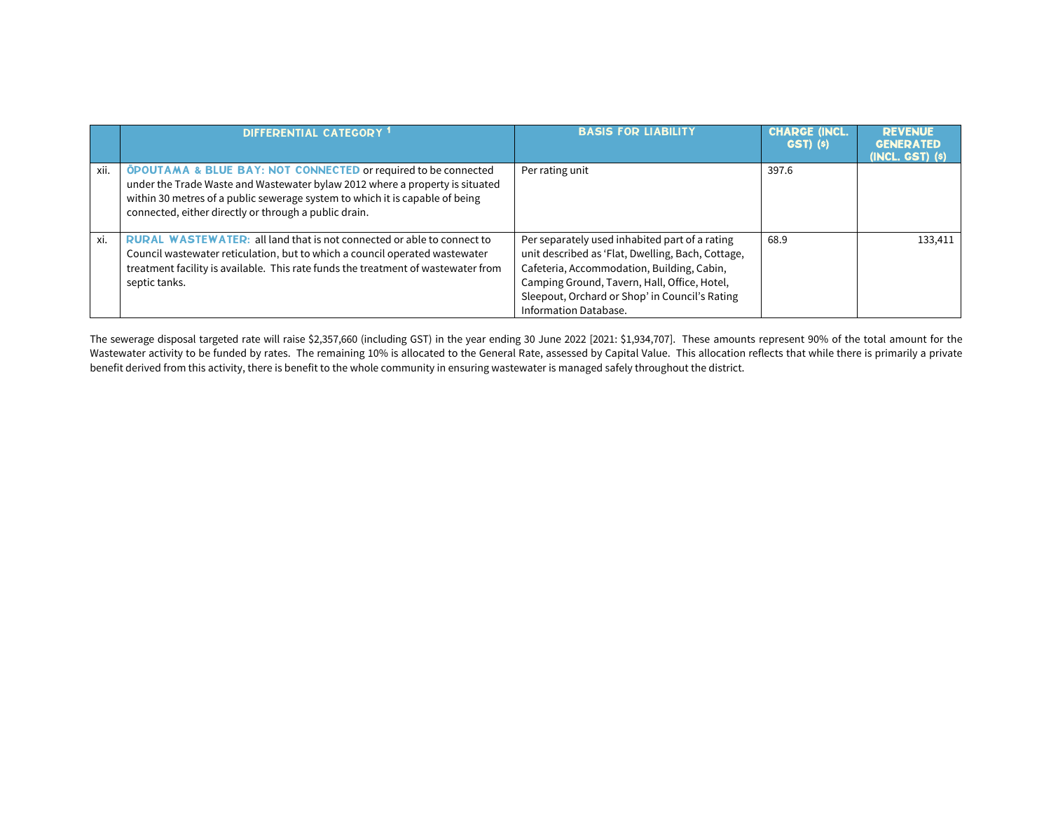| | DIFFERENTIAL CATEGORY [1] | BASIS FOR LIABILITY | CHARGE (INCL. GST) ($) | REVENUE GENERATED (INCL. GST) ($) |
|---|---|---|---|---|
| xii. | **ŌPOUTAMA & BLUE BAY: NOT CONNECTED** or required to be connected under the Trade Waste and Wastewater bylaw 2012 where a property is situated within 30 metres of a public sewerage system to which it is capable of being connected, either directly or through a public drain. | Per rating unit | 397.6 | |
| xi. | **RURAL WASTEWATER:** all land that is not connected or able to connect to Council wastewater reticulation, but to which a council operated wastewater treatment facility is available. This rate funds the treatment of wastewater from septic tanks. | Per separately used inhabited part of a rating unit described as 'Flat, Dwelling, Bach, Cottage, Cafeteria, Accommodation, Building, Cabin, Camping Ground, Tavern, Hall, Office, Hotel, Sleepout, Orchard or Shop' in Council's Rating Information Database. | 68.9 | 133,411 |

The sewerage disposal targeted rate will raise $2,357,660 (including GST) in the year ending 30 June 2022 [2021: $1,934,707]. These amounts represent 90% of the total amount for the Wastewater activity to be funded by rates. The remaining 10% is allocated to the General Rate, assessed by Capital Value. This allocation reflects that while there is primarily a private benefit derived from this activity, there is benefit to the whole community in ensuring wastewater is managed safely throughout the district.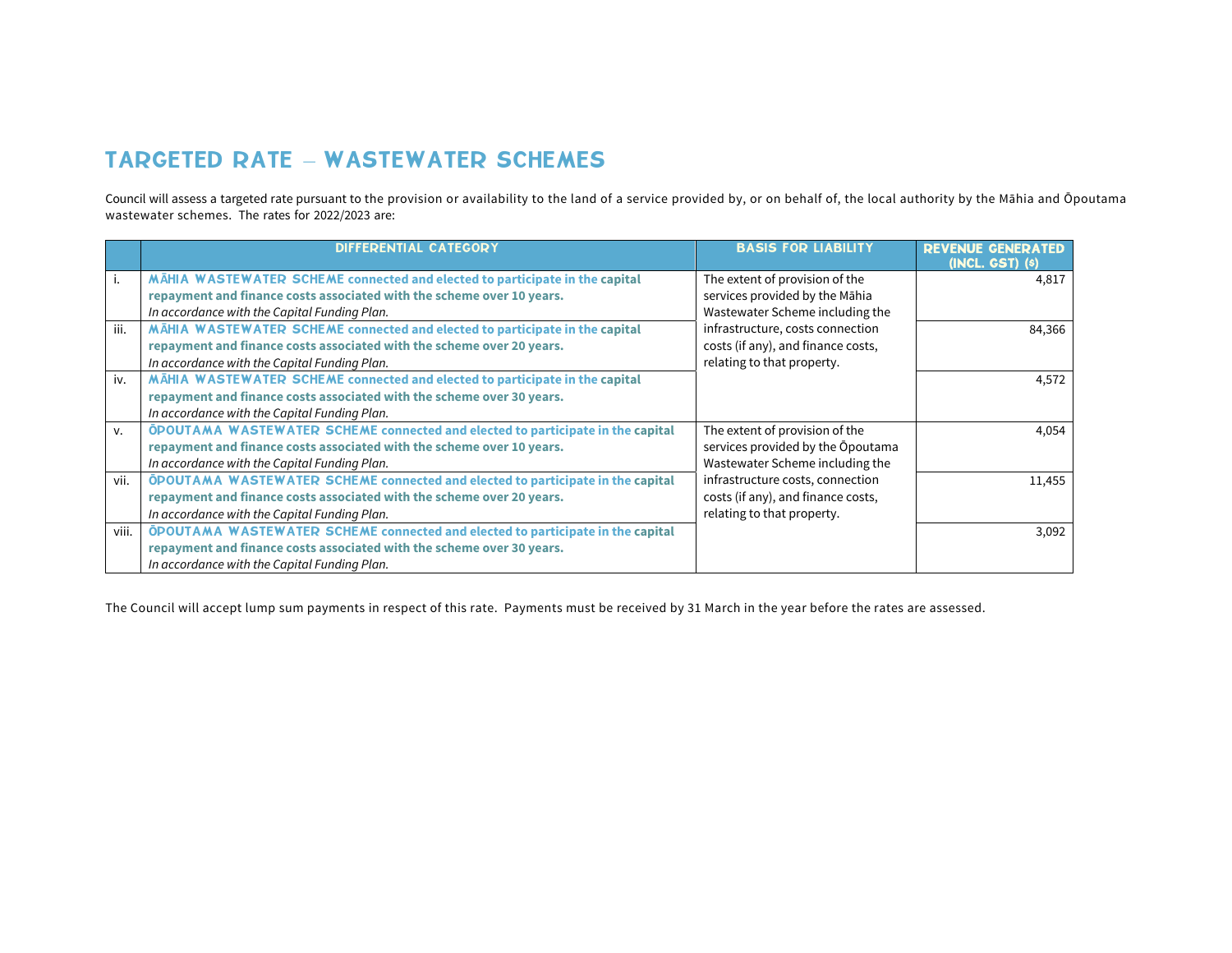# TARGETED RATE – WASTEWATER SCHEMES

Council will assess a targeted rate pursuant to the provision or availability to the land of a service provided by, or on behalf of, the local authority by the Māhia and Ōpoutama wastewater schemes. The rates for 2022/2023 are:

| | DIFFERENTIAL CATEGORY | BASIS FOR LIABILITY | REVENUE GENERATED (INCL. GST) ($) |
|---|---|---|---|
| i. | **MĀHIA WASTEWATER SCHEME connected and elected to participate in the capital repayment and finance costs associated with the scheme over 10 years.** *In accordance with the Capital Funding Plan.* | The extent of provision of the services provided by the Māhia Wastewater Scheme including the infrastructure, costs connection costs (if any), and finance costs, relating to that property. | 4,817 |
| iii. | **MĀHIA WASTEWATER SCHEME connected and elected to participate in the capital repayment and finance costs associated with the scheme over 20 years.** *In accordance with the Capital Funding Plan.* | | 84,366 |
| iv. | **MĀHIA WASTEWATER SCHEME connected and elected to participate in the capital repayment and finance costs associated with the scheme over 30 years.** *In accordance with the Capital Funding Plan.* | | 4,572 |
| v. | **ŌPOUTAMA WASTEWATER SCHEME connected and elected to participate in the capital repayment and finance costs associated with the scheme over 10 years.** *In accordance with the Capital Funding Plan.* | The extent of provision of the services provided by the Ōpoutama Wastewater Scheme including the infrastructure costs, connection costs (if any), and finance costs, relating to that property. | 4,054 |
| vii. | **ŌPOUTAMA WASTEWATER SCHEME connected and elected to participate in the capital repayment and finance costs associated with the scheme over 20 years.** *In accordance with the Capital Funding Plan.* | | 11,455 |
| viii. | **ŌPOUTAMA WASTEWATER SCHEME connected and elected to participate in the capital repayment and finance costs associated with the scheme over 30 years.** *In accordance with the Capital Funding Plan.* | | 3,092 |

The Council will accept lump sum payments in respect of this rate. Payments must be received by 31 March in the year before the rates are assessed.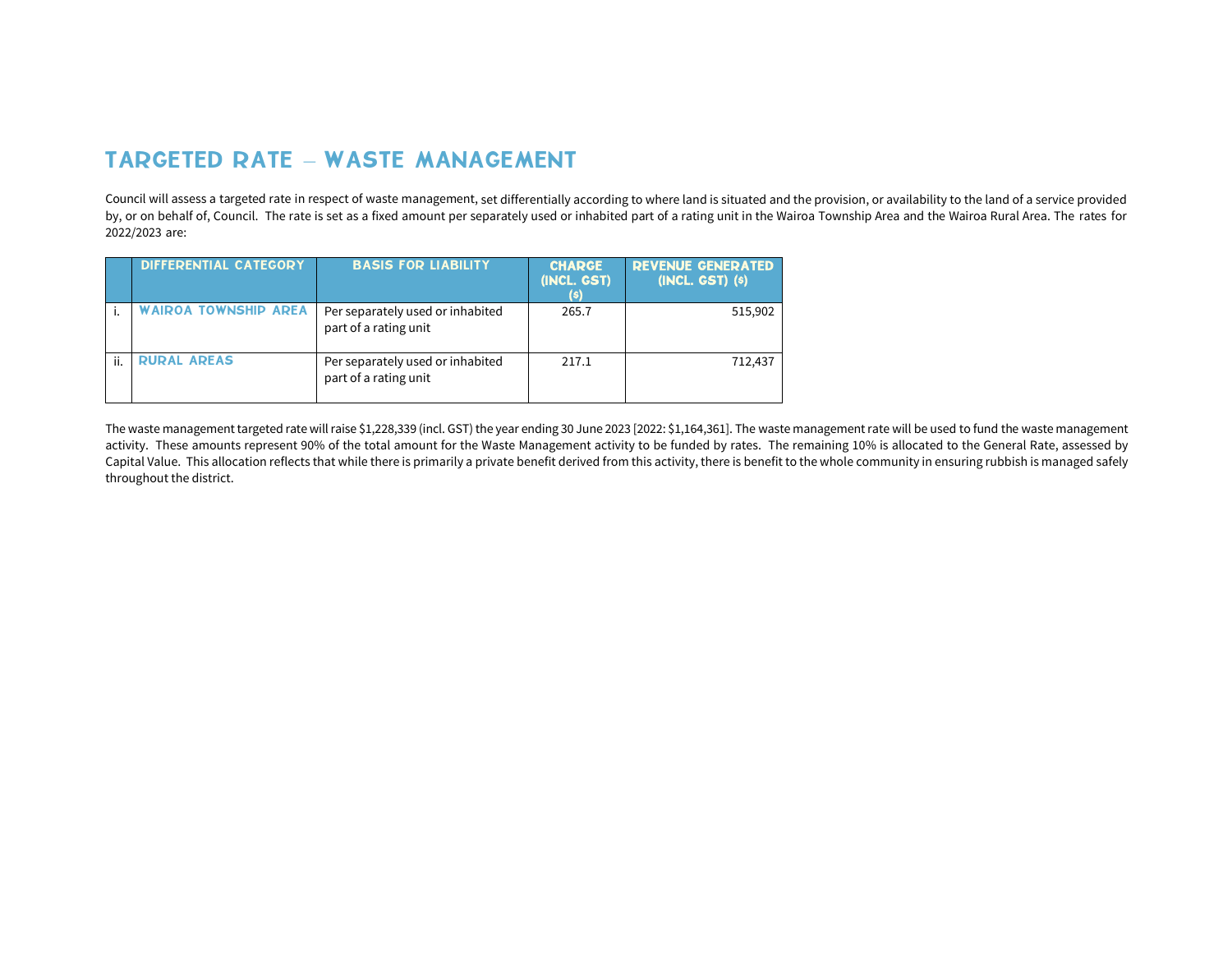## TARGETED RATE – WASTE MANAGEMENT

Council will assess a targeted rate in respect of waste management, set differentially according to where land is situated and the provision, or availability to the land of a service provided by, or on behalf of, Council. The rate is set as a fixed amount per separately used or inhabited part of a rating unit in the Wairoa Township Area and the Wairoa Rural Area. The rates for 2022/2023 are:

| | DIFFERENTIAL CATEGORY | BASIS FOR LIABILITY | CHARGE (INCL. GST) ($) | REVENUE GENERATED (INCL. GST) ($) |
|---|---|---|---|---|
| i. | WAIROA TOWNSHIP AREA | Per separately used or inhabited part of a rating unit | 265.7 | 515,902 |
| ii. | RURAL AREAS | Per separately used or inhabited part of a rating unit | 217.1 | 712,437 |

The waste management targeted rate will raise $1,228,339 (incl. GST) the year ending 30 June 2023 [2022: $1,164,361]. The waste management rate will be used to fund the waste management activity. These amounts represent 90% of the total amount for the Waste Management activity to be funded by rates. The remaining 10% is allocated to the General Rate, assessed by Capital Value. This allocation reflects that while there is primarily a private benefit derived from this activity, there is benefit to the whole community in ensuring rubbish is managed safely throughout the district.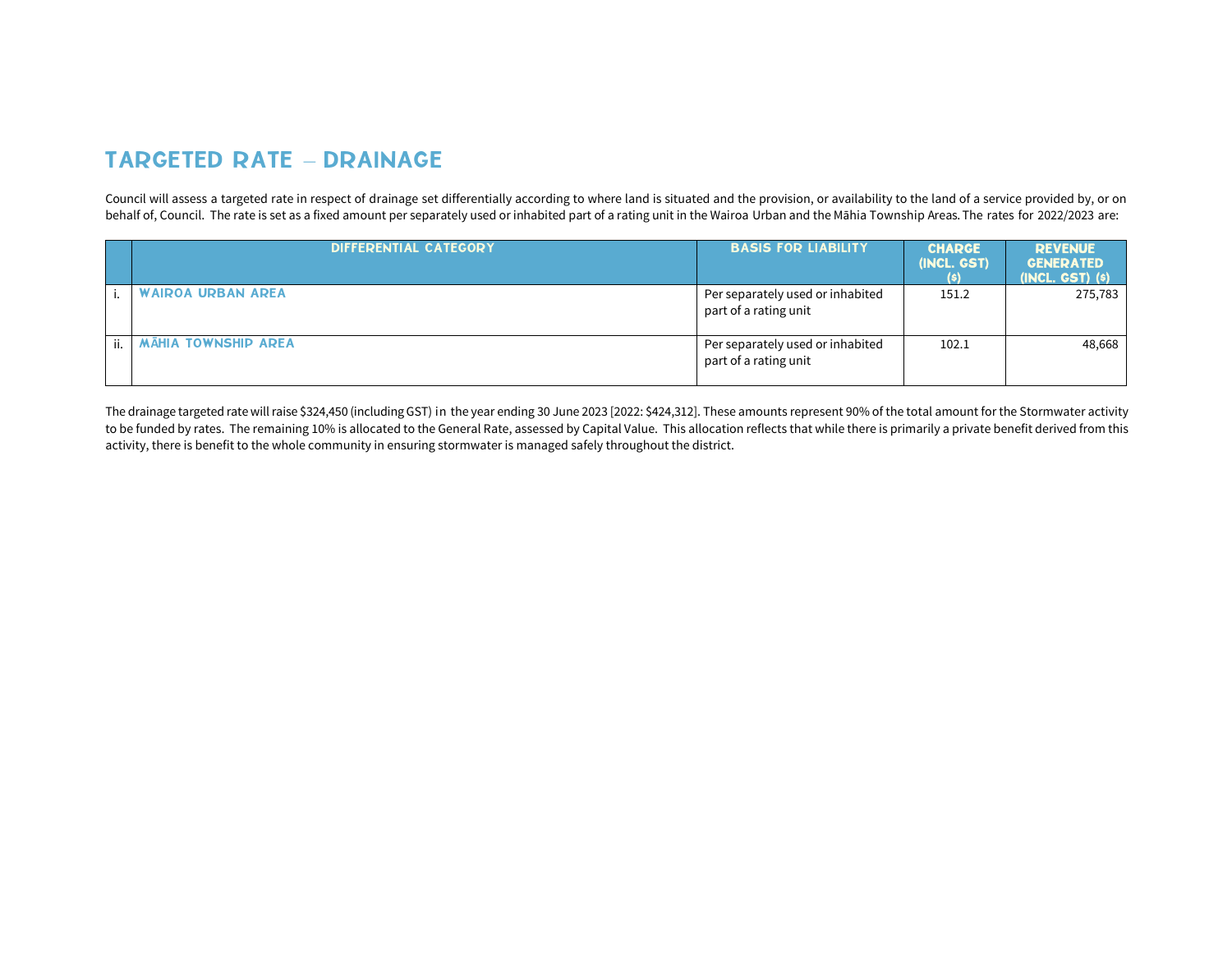## TARGETED RATE – DRAINAGE

Council will assess a targeted rate in respect of drainage set differentially according to where land is situated and the provision, or availability to the land of a service provided by, or on behalf of, Council. The rate is set as a fixed amount per separately used or inhabited part of a rating unit in the Wairoa Urban and the Māhia Township Areas. The rates for 2022/2023 are:

| | DIFFERENTIAL CATEGORY | BASIS FOR LIABILITY | CHARGE (INCL. GST) ($) | REVENUE GENERATED (INCL. GST) ($) |
|---|---|---|---|---|
| i. | WAIROA URBAN AREA | Per separately used or inhabited part of a rating unit | 151.2 | 275,783 |
| ii. | MĀHIA TOWNSHIP AREA | Per separately used or inhabited part of a rating unit | 102.1 | 48,668 |

The drainage targeted rate will raise $324,450 (including GST) in the year ending 30 June 2023 [2022: $424,312]. These amounts represent 90% of the total amount for the Stormwater activity to be funded by rates. The remaining 10% is allocated to the General Rate, assessed by Capital Value. This allocation reflects that while there is primarily a private benefit derived from this activity, there is benefit to the whole community in ensuring stormwater is managed safely throughout the district.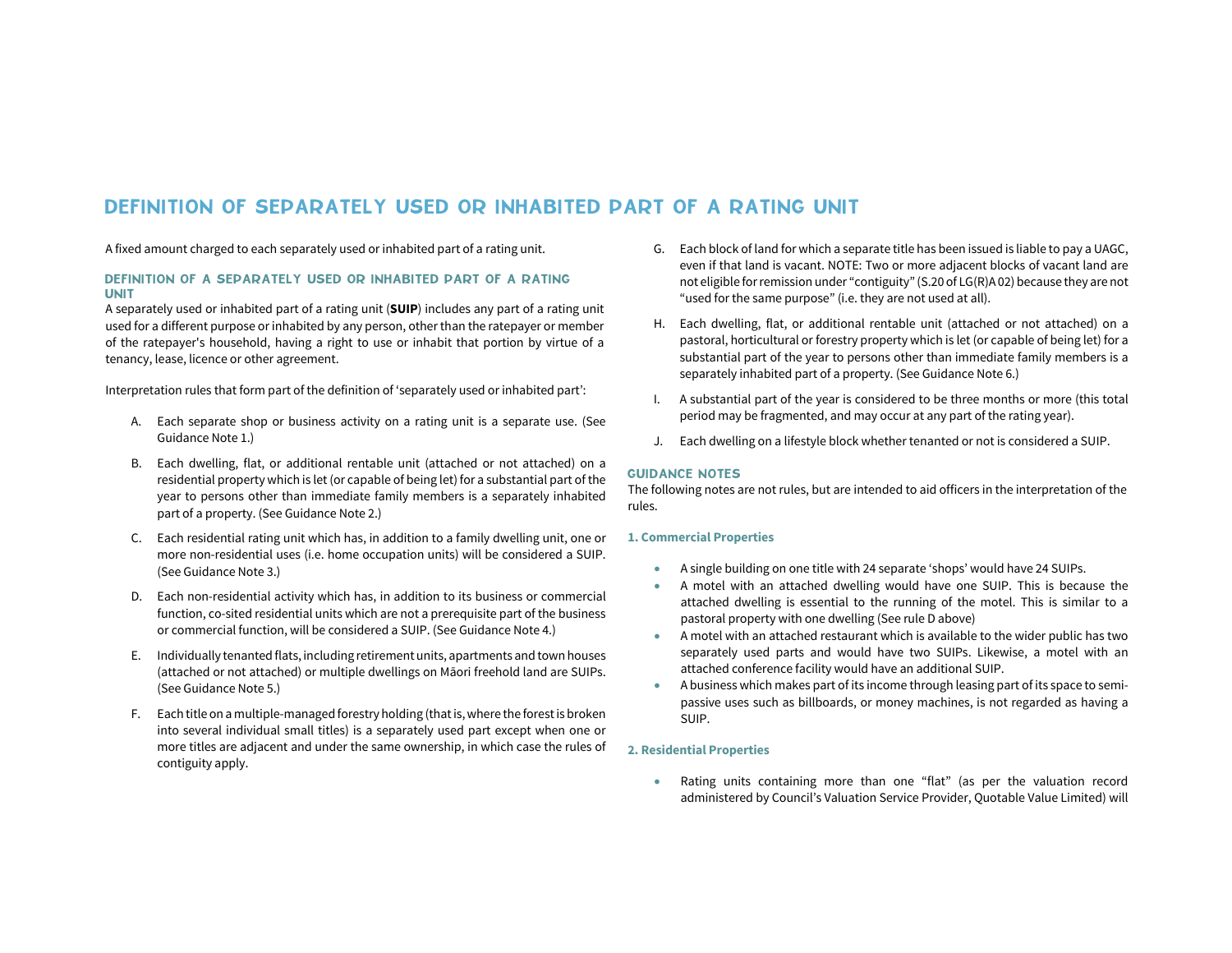# DEFINITION OF SEPARATELY USED OR INHABITED PART OF A RATING UNIT

A fixed amount charged to each separately used or inhabited part of a rating unit.

### DEFINITION OF A SEPARATELY USED OR INHABITED PART OF A RATING UNIT

A separately used or inhabited part of a rating unit (**SUIP**) includes any part of a rating unit used for a different purpose or inhabited by any person, other than the ratepayer or member of the ratepayer's household, having a right to use or inhabit that portion by virtue of a tenancy, lease, licence or other agreement.

Interpretation rules that form part of the definition of 'separately used or inhabited part':

A. Each separate shop or business activity on a rating unit is a separate use. (See Guidance Note 1.)

B. Each dwelling, flat, or additional rentable unit (attached or not attached) on a residential property which is let (or capable of being let) for a substantial part of the year to persons other than immediate family members is a separately inhabited part of a property. (See Guidance Note 2.)

C. Each residential rating unit which has, in addition to a family dwelling unit, one or more non-residential uses (i.e. home occupation units) will be considered a SUIP. (See Guidance Note 3.)

D. Each non-residential activity which has, in addition to its business or commercial function, co-sited residential units which are not a prerequisite part of the business or commercial function, will be considered a SUIP. (See Guidance Note 4.)

E. Individually tenanted flats, including retirement units, apartments and town houses (attached or not attached) or multiple dwellings on Māori freehold land are SUIPs. (See Guidance Note 5.)

F. Each title on a multiple-managed forestry holding (that is, where the forest is broken into several individual small titles) is a separately used part except when one or more titles are adjacent and under the same ownership, in which case the rules of contiguity apply.

G. Each block of land for which a separate title has been issued is liable to pay a UAGC, even if that land is vacant. NOTE: Two or more adjacent blocks of vacant land are not eligible for remission under "contiguity" (S.20 of LG(R)A 02) because they are not "used for the same purpose" (i.e. they are not used at all).

H. Each dwelling, flat, or additional rentable unit (attached or not attached) on a pastoral, horticultural or forestry property which is let (or capable of being let) for a substantial part of the year to persons other than immediate family members is a separately inhabited part of a property. (See Guidance Note 6.)

I. A substantial part of the year is considered to be three months or more (this total period may be fragmented, and may occur at any part of the rating year).

J. Each dwelling on a lifestyle block whether tenanted or not is considered a SUIP.

### GUIDANCE NOTES

The following notes are not rules, but are intended to aid officers in the interpretation of the rules.

#### 1. Commercial Properties

- A single building on one title with 24 separate 'shops' would have 24 SUIPs.
- A motel with an attached dwelling would have one SUIP. This is because the attached dwelling is essential to the running of the motel. This is similar to a pastoral property with one dwelling (See rule D above)
- A motel with an attached restaurant which is available to the wider public has two separately used parts and would have two SUIPs. Likewise, a motel with an attached conference facility would have an additional SUIP.
- A business which makes part of its income through leasing part of its space to semi-passive uses such as billboards, or money machines, is not regarded as having a SUIP.

#### 2. Residential Properties

- Rating units containing more than one "flat" (as per the valuation record administered by Council's Valuation Service Provider, Quotable Value Limited) will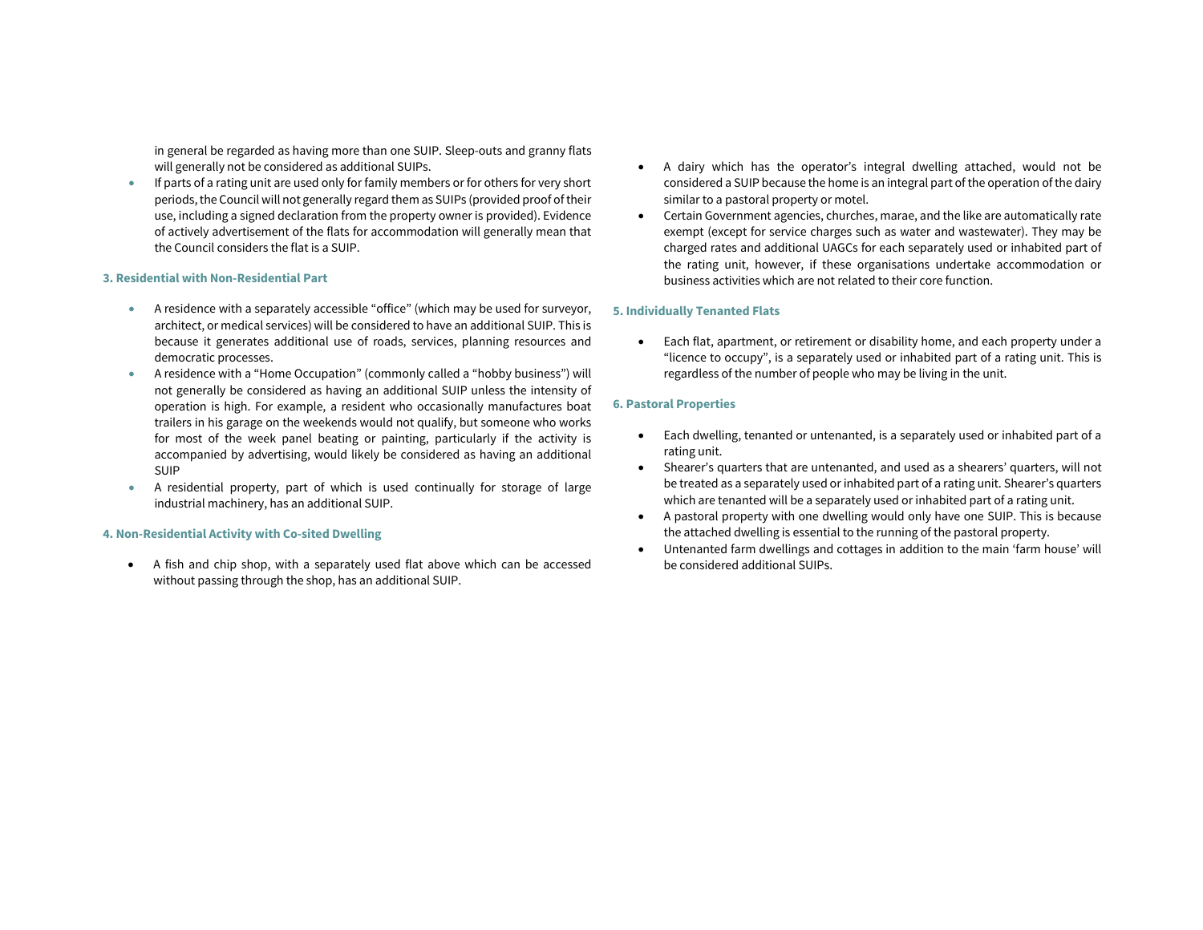in general be regarded as having more than one SUIP. Sleep-outs and granny flats will generally not be considered as additional SUIPs.

- If parts of a rating unit are used only for family members or for others for very short periods, the Council will not generally regard them as SUIPs (provided proof of their use, including a signed declaration from the property owner is provided). Evidence of actively advertisement of the flats for accommodation will generally mean that the Council considers the flat is a SUIP.

#### 3. Residential with Non-Residential Part

- A residence with a separately accessible "office" (which may be used for surveyor, architect, or medical services) will be considered to have an additional SUIP. This is because it generates additional use of roads, services, planning resources and democratic processes.
- A residence with a "Home Occupation" (commonly called a "hobby business") will not generally be considered as having an additional SUIP unless the intensity of operation is high. For example, a resident who occasionally manufactures boat trailers in his garage on the weekends would not qualify, but someone who works for most of the week panel beating or painting, particularly if the activity is accompanied by advertising, would likely be considered as having an additional SUIP
- A residential property, part of which is used continually for storage of large industrial machinery, has an additional SUIP.

#### 4. Non-Residential Activity with Co-sited Dwelling

- A fish and chip shop, with a separately used flat above which can be accessed without passing through the shop, has an additional SUIP.
- A dairy which has the operator's integral dwelling attached, would not be considered a SUIP because the home is an integral part of the operation of the dairy similar to a pastoral property or motel.
- Certain Government agencies, churches, marae, and the like are automatically rate exempt (except for service charges such as water and wastewater). They may be charged rates and additional UAGCs for each separately used or inhabited part of the rating unit, however, if these organisations undertake accommodation or business activities which are not related to their core function.

#### 5. Individually Tenanted Flats

- Each flat, apartment, or retirement or disability home, and each property under a "licence to occupy", is a separately used or inhabited part of a rating unit. This is regardless of the number of people who may be living in the unit.

#### 6. Pastoral Properties

- Each dwelling, tenanted or untenanted, is a separately used or inhabited part of a rating unit.
- Shearer's quarters that are untenanted, and used as a shearers' quarters, will not be treated as a separately used or inhabited part of a rating unit. Shearer's quarters which are tenanted will be a separately used or inhabited part of a rating unit.
- A pastoral property with one dwelling would only have one SUIP. This is because the attached dwelling is essential to the running of the pastoral property.
- Untenanted farm dwellings and cottages in addition to the main 'farm house' will be considered additional SUIPs.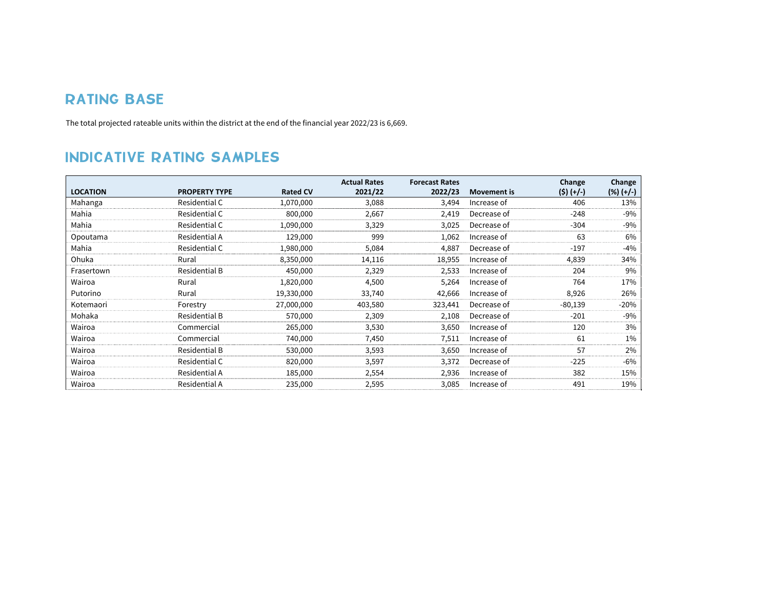## RATING BASE

The total projected rateable units within the district at the end of the financial year 2022/23 is 6,669.

## INDICATIVE RATING SAMPLES

| LOCATION | PROPERTY TYPE | Rated CV | Actual Rates 2021/22 | Forecast Rates 2022/23 | Movement is | Change ($) (+/-) | Change (%) (+/-) |
|---|---|---|---|---|---|---|---|
| Mahanga | Residential C | 1,070,000 | 3,088 | 3,494 | Increase of | 406 | 13% |
| Mahia | Residential C | 800,000 | 2,667 | 2,419 | Decrease of | -248 | -9% |
| Mahia | Residential C | 1,090,000 | 3,329 | 3,025 | Decrease of | -304 | -9% |
| Opoutama | Residential A | 129,000 | 999 | 1,062 | Increase of | 63 | 6% |
| Mahia | Residential C | 1,980,000 | 5,084 | 4,887 | Decrease of | -197 | -4% |
| Ohuka | Rural | 8,350,000 | 14,116 | 18,955 | Increase of | 4,839 | 34% |
| Frasertown | Residential B | 450,000 | 2,329 | 2,533 | Increase of | 204 | 9% |
| Wairoa | Rural | 1,820,000 | 4,500 | 5,264 | Increase of | 764 | 17% |
| Putorino | Rural | 19,330,000 | 33,740 | 42,666 | Increase of | 8,926 | 26% |
| Kotemaori | Forestry | 27,000,000 | 403,580 | 323,441 | Decrease of | -80,139 | -20% |
| Mohaka | Residential B | 570,000 | 2,309 | 2,108 | Decrease of | -201 | -9% |
| Wairoa | Commercial | 265,000 | 3,530 | 3,650 | Increase of | 120 | 3% |
| Wairoa | Commercial | 740,000 | 7,450 | 7,511 | Increase of | 61 | 1% |
| Wairoa | Residential B | 530,000 | 3,593 | 3,650 | Increase of | 57 | 2% |
| Wairoa | Residential C | 820,000 | 3,597 | 3,372 | Decrease of | -225 | -6% |
| Wairoa | Residential A | 185,000 | 2,554 | 2,936 | Increase of | 382 | 15% |
| Wairoa | Residential A | 235,000 | 2,595 | 3,085 | Increase of | 491 | 19% |